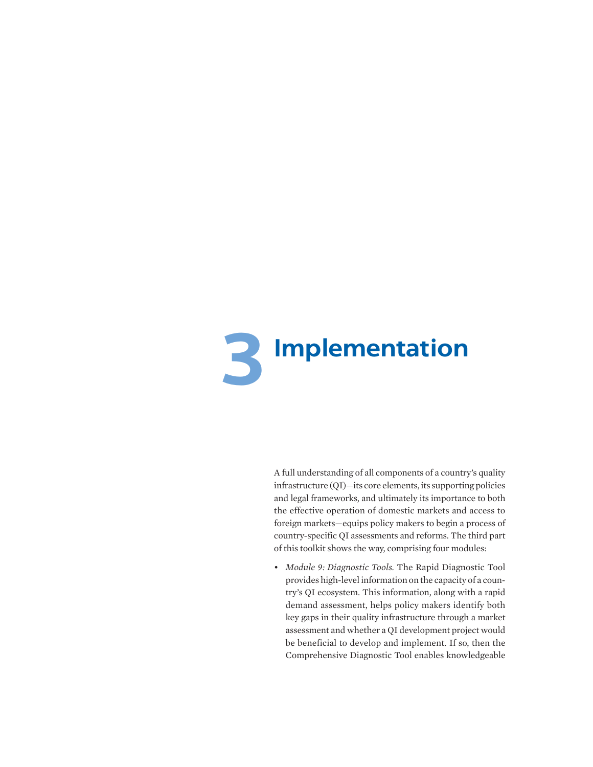# 3 Implementation

A full understanding of all components of a country's quality infrastructure (QI)—its core elements, its supporting policies and legal frameworks, and ultimately its importance to both the effective operation of domestic markets and access to foreign markets—equips policy makers to begin a process of country-specific QI assessments and reforms. The third part of this toolkit shows the way, comprising four modules:

- *Module 9: Diagnostic Tools.* The Rapid Diagnostic Tool provides high-level information on the capacity of a country's QI ecosystem. This information, along with a rapid demand assessment, helps policy makers identify both key gaps in their quality infrastructure through a market assessment and whether a QI development project would be beneficial to develop and implement. If so, then the Comprehensive Diagnostic Tool enables knowledgeable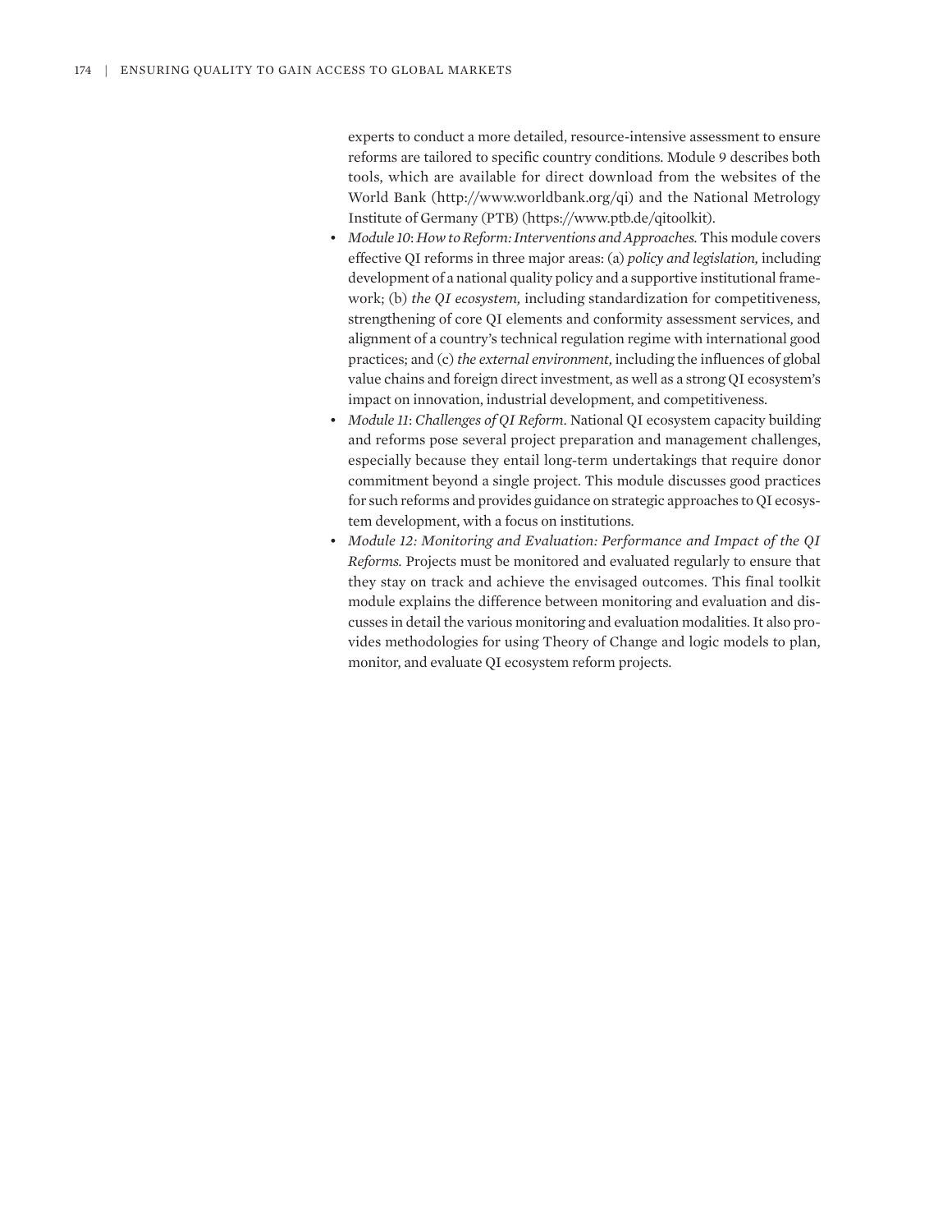experts to conduct a more detailed, resource-intensive assessment to ensure reforms are tailored to specific country conditions. Module 9 describes both tools, which are available for direct download from the websites of the World Bank (http://www.worldbank.org/qi) and the National Metrology Institute of Germany (PTB) (https://www.ptb.de/qitoolkit).

- *Module 10*: *How to Reform: Interventions and Approaches.* This module covers effective QI reforms in three major areas: (a) *policy and legislation,* including development of a national quality policy and a supportive institutional framework; (b) *the QI ecosystem,* including standardization for competitiveness, strengthening of core QI elements and conformity assessment services, and alignment of a country's technical regulation regime with international good practices; and (c) *the external environment,* including the influences of global value chains and foreign direct investment, as well as a strong QI ecosystem's impact on innovation, industrial development, and competitiveness.
- *Module 11*: *Challenges of QI Reform*. National QI ecosystem capacity building and reforms pose several project preparation and management challenges, especially because they entail long-term undertakings that require donor commitment beyond a single project. This module discusses good practices for such reforms and provides guidance on strategic approaches to QI ecosystem development, with a focus on institutions.
- *Module 12: Monitoring and Evaluation: Performance and Impact of the QI Reforms.* Projects must be monitored and evaluated regularly to ensure that they stay on track and achieve the envisaged outcomes. This final toolkit module explains the difference between monitoring and evaluation and discusses in detail the various monitoring and evaluation modalities. It also provides methodologies for using Theory of Change and logic models to plan, monitor, and evaluate QI ecosystem reform projects.